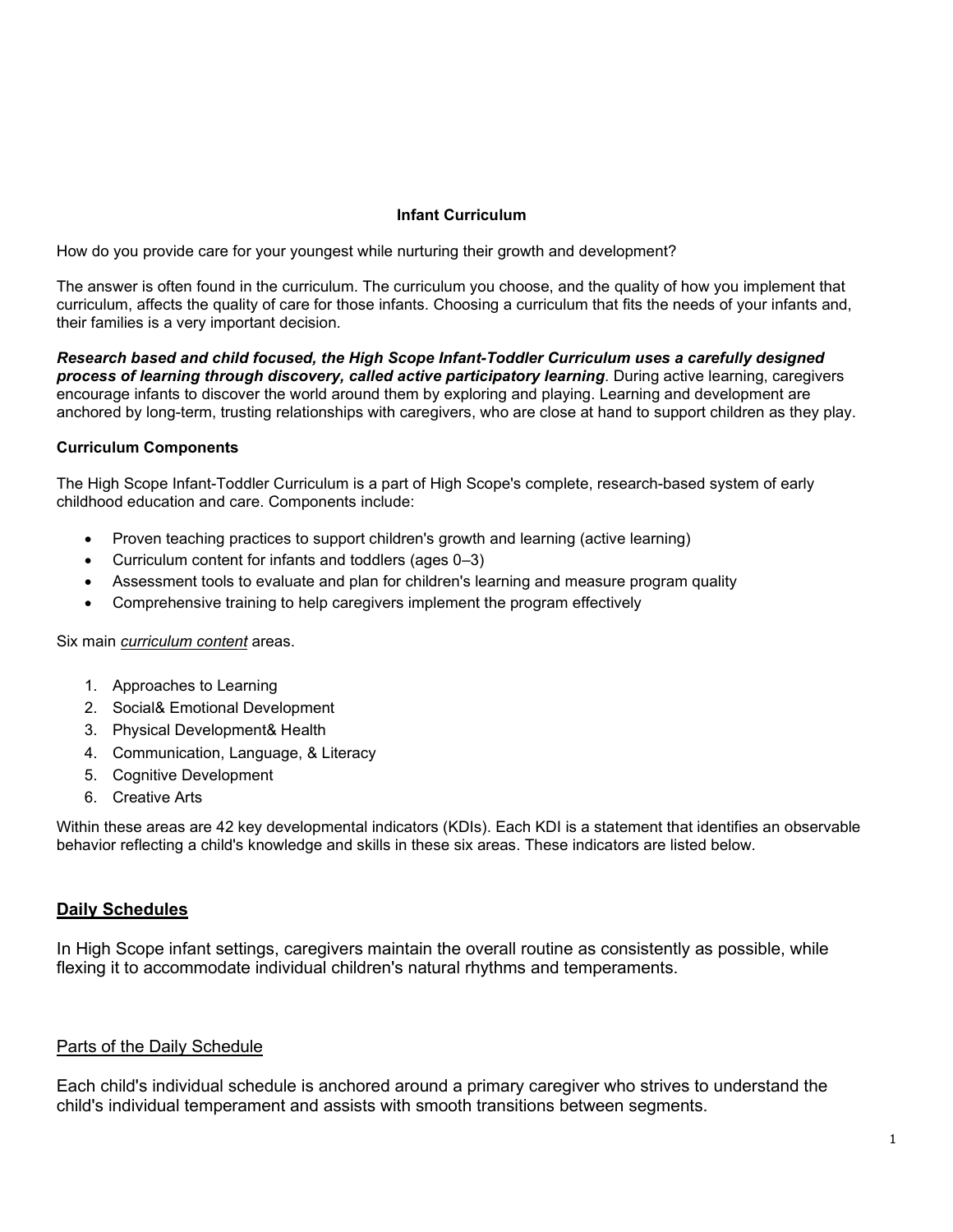# Infant Curriculum

How do you provide care for your youngest while nurturing their growth and development?

The answer is often found in the curriculum. The curriculum you choose, and the quality of how you implement that curriculum, affects the quality of care for those infants. Choosing a curriculum that fits the needs of your infants and, their families is a very important decision.

***Research based and child focused, the High Scope Infant-Toddler Curriculum uses a carefully designed process of learning through discovery, called active participatory learning***. During active learning, caregivers encourage infants to discover the world around them by exploring and playing. Learning and development are anchored by long-term, trusting relationships with caregivers, who are close at hand to support children as they play.

### Curriculum Components

The High Scope Infant-Toddler Curriculum is a part of High Scope's complete, research-based system of early childhood education and care. Components include:

- Proven teaching practices to support children's growth and learning (active learning)
- Curriculum content for infants and toddlers (ages 0–3)
- Assessment tools to evaluate and plan for children's learning and measure program quality
- Comprehensive training to help caregivers implement the program effectively

Six main <u>*curriculum content*</u> areas.

1. Approaches to Learning
2. Social& Emotional Development
3. Physical Development& Health
4. Communication, Language, & Literacy
5. Cognitive Development
6. Creative Arts

Within these areas are 42 key developmental indicators (KDIs). Each KDI is a statement that identifies an observable behavior reflecting a child's knowledge and skills in these six areas. These indicators are listed below.

## <u>Daily Schedules</u>

In High Scope infant settings, caregivers maintain the overall routine as consistently as possible, while flexing it to accommodate individual children's natural rhythms and temperaments.

### <u>Parts of the Daily Schedule</u>

Each child's individual schedule is anchored around a primary caregiver who strives to understand the child's individual temperament and assists with smooth transitions between segments.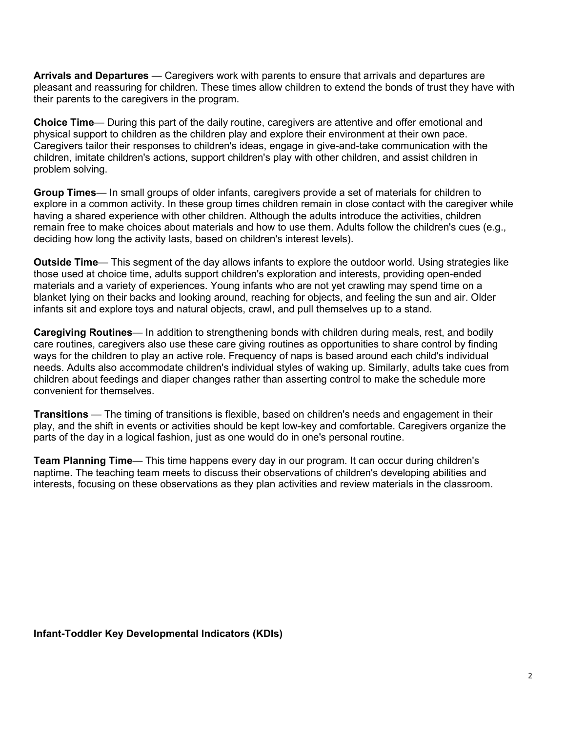**Arrivals and Departures** — Caregivers work with parents to ensure that arrivals and departures are pleasant and reassuring for children. These times allow children to extend the bonds of trust they have with their parents to the caregivers in the program.

**Choice Time**— During this part of the daily routine, caregivers are attentive and offer emotional and physical support to children as the children play and explore their environment at their own pace. Caregivers tailor their responses to children's ideas, engage in give-and-take communication with the children, imitate children's actions, support children's play with other children, and assist children in problem solving.

**Group Times**— In small groups of older infants, caregivers provide a set of materials for children to explore in a common activity. In these group times children remain in close contact with the caregiver while having a shared experience with other children. Although the adults introduce the activities, children remain free to make choices about materials and how to use them. Adults follow the children's cues (e.g., deciding how long the activity lasts, based on children's interest levels).

**Outside Time**— This segment of the day allows infants to explore the outdoor world. Using strategies like those used at choice time, adults support children's exploration and interests, providing open-ended materials and a variety of experiences. Young infants who are not yet crawling may spend time on a blanket lying on their backs and looking around, reaching for objects, and feeling the sun and air. Older infants sit and explore toys and natural objects, crawl, and pull themselves up to a stand.

**Caregiving Routines**— In addition to strengthening bonds with children during meals, rest, and bodily care routines, caregivers also use these care giving routines as opportunities to share control by finding ways for the children to play an active role. Frequency of naps is based around each child's individual needs. Adults also accommodate children's individual styles of waking up. Similarly, adults take cues from children about feedings and diaper changes rather than asserting control to make the schedule more convenient for themselves.

**Transitions** — The timing of transitions is flexible, based on children's needs and engagement in their play, and the shift in events or activities should be kept low-key and comfortable. Caregivers organize the parts of the day in a logical fashion, just as one would do in one's personal routine.

**Team Planning Time**— This time happens every day in our program. It can occur during children's naptime. The teaching team meets to discuss their observations of children's developing abilities and interests, focusing on these observations as they plan activities and review materials in the classroom.

**Infant-Toddler Key Developmental Indicators (KDIs)**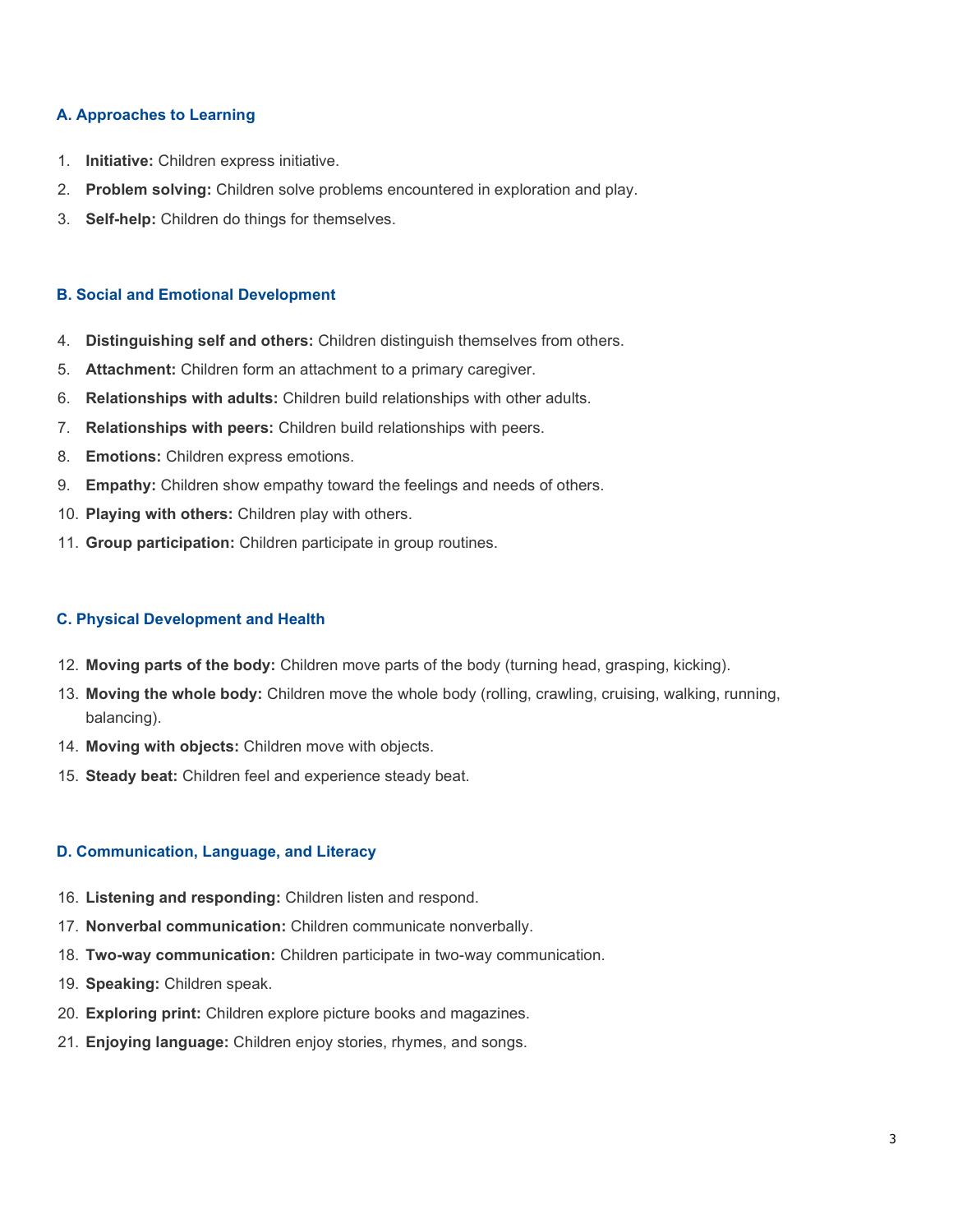### A. Approaches to Learning

1. **Initiative:** Children express initiative.
2. **Problem solving:** Children solve problems encountered in exploration and play.
3. **Self-help:** Children do things for themselves.

### B. Social and Emotional Development

4. **Distinguishing self and others:** Children distinguish themselves from others.
5. **Attachment:** Children form an attachment to a primary caregiver.
6. **Relationships with adults:** Children build relationships with other adults.
7. **Relationships with peers:** Children build relationships with peers.
8. **Emotions:** Children express emotions.
9. **Empathy:** Children show empathy toward the feelings and needs of others.
10. **Playing with others:** Children play with others.
11. **Group participation:** Children participate in group routines.

### C. Physical Development and Health

12. **Moving parts of the body:** Children move parts of the body (turning head, grasping, kicking).
13. **Moving the whole body:** Children move the whole body (rolling, crawling, cruising, walking, running, balancing).
14. **Moving with objects:** Children move with objects.
15. **Steady beat:** Children feel and experience steady beat.

### D. Communication, Language, and Literacy

16. **Listening and responding:** Children listen and respond.
17. **Nonverbal communication:** Children communicate nonverbally.
18. **Two-way communication:** Children participate in two-way communication.
19. **Speaking:** Children speak.
20. **Exploring print:** Children explore picture books and magazines.
21. **Enjoying language:** Children enjoy stories, rhymes, and songs.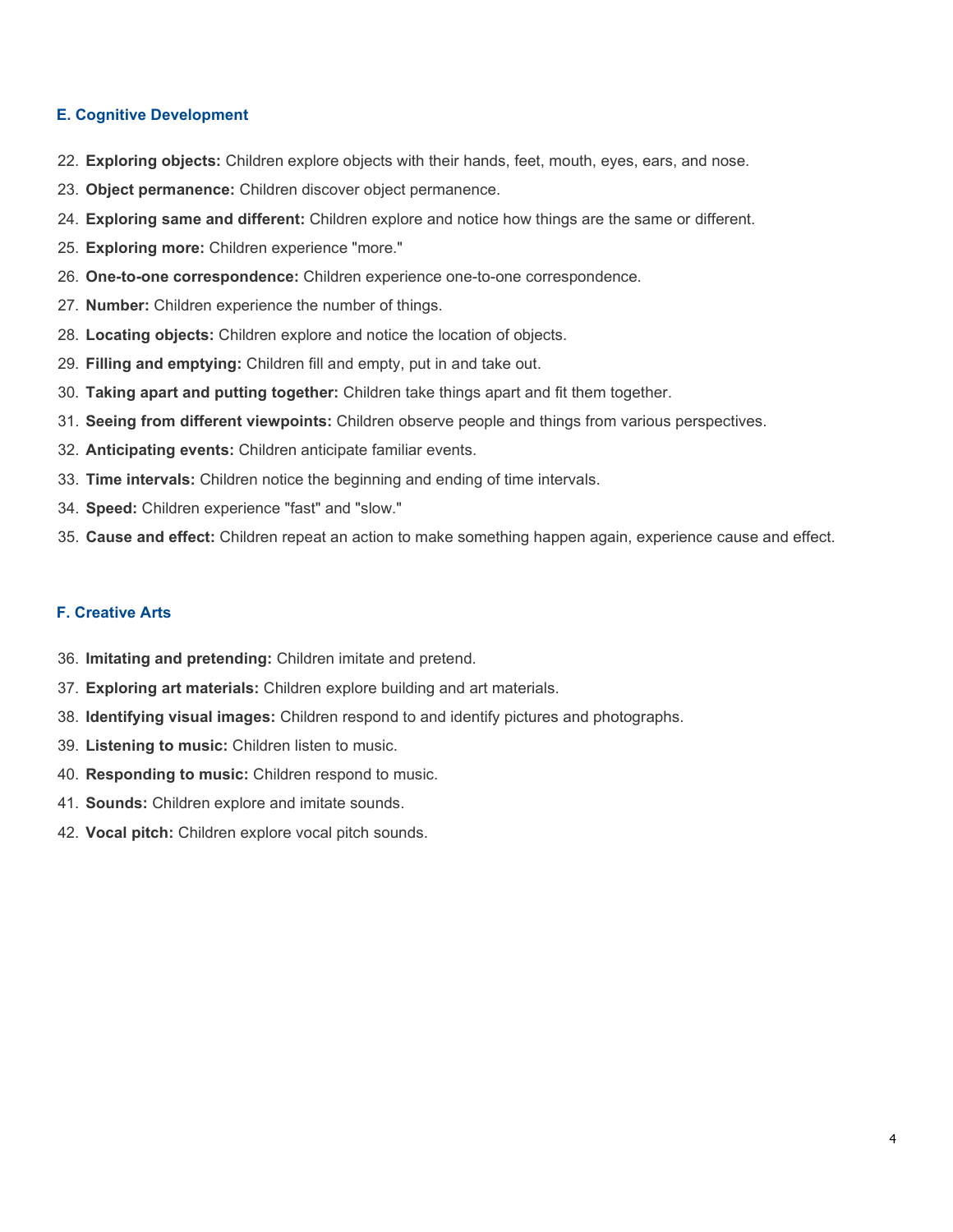### E. Cognitive Development

22. **Exploring objects:** Children explore objects with their hands, feet, mouth, eyes, ears, and nose.
23. **Object permanence:** Children discover object permanence.
24. **Exploring same and different:** Children explore and notice how things are the same or different.
25. **Exploring more:** Children experience "more."
26. **One-to-one correspondence:** Children experience one-to-one correspondence.
27. **Number:** Children experience the number of things.
28. **Locating objects:** Children explore and notice the location of objects.
29. **Filling and emptying:** Children fill and empty, put in and take out.
30. **Taking apart and putting together:** Children take things apart and fit them together.
31. **Seeing from different viewpoints:** Children observe people and things from various perspectives.
32. **Anticipating events:** Children anticipate familiar events.
33. **Time intervals:** Children notice the beginning and ending of time intervals.
34. **Speed:** Children experience "fast" and "slow."
35. **Cause and effect:** Children repeat an action to make something happen again, experience cause and effect.

### F. Creative Arts

36. **Imitating and pretending:** Children imitate and pretend.
37. **Exploring art materials:** Children explore building and art materials.
38. **Identifying visual images:** Children respond to and identify pictures and photographs.
39. **Listening to music:** Children listen to music.
40. **Responding to music:** Children respond to music.
41. **Sounds:** Children explore and imitate sounds.
42. **Vocal pitch:** Children explore vocal pitch sounds.